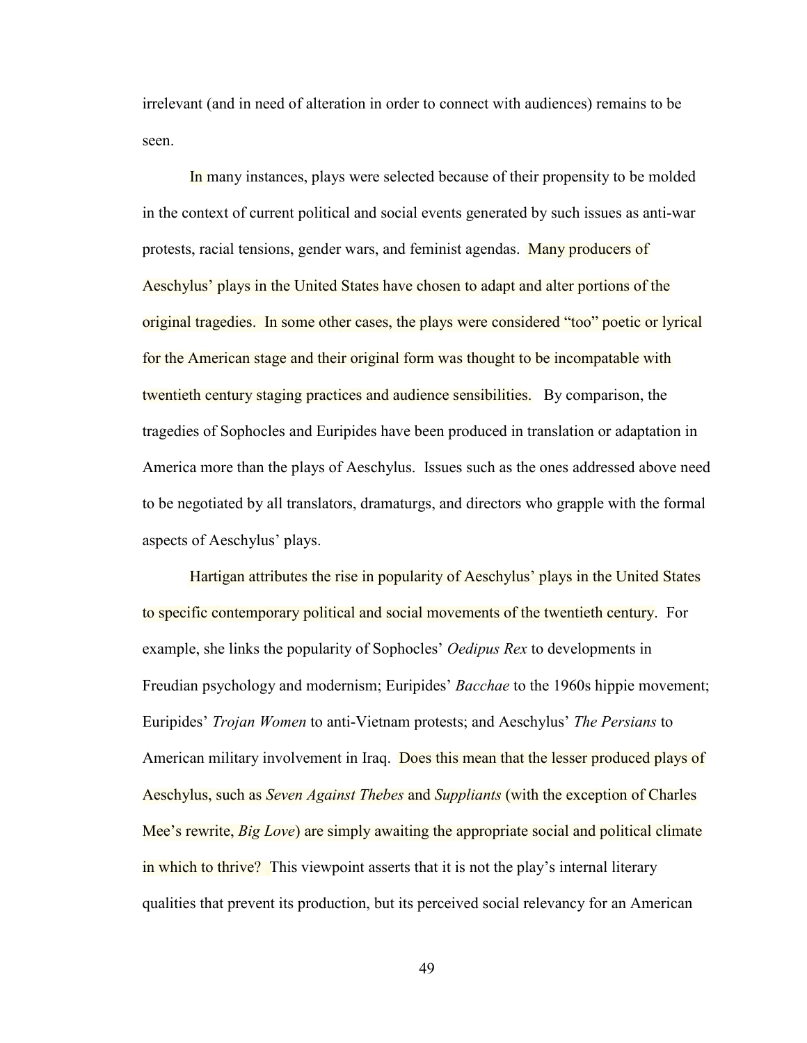irrelevant (and in need of alteration in order to connect with audiences) remains to be seen.

In many instances, plays were selected because of their propensity to be molded in the context of current political and social events generated by such issues as anti-war protests, racial tensions, gender wars, and feminist agendas. Many producers of Aeschylus' plays in the United States have chosen to adapt and alter portions of the original tragedies. In some other cases, the plays were considered "too" poetic or lyrical for the American stage and their original form was thought to be incompatable with twentieth century staging practices and audience sensibilities. By comparison, the tragedies of Sophocles and Euripides have been produced in translation or adaptation in America more than the plays of Aeschylus. Issues such as the ones addressed above need to be negotiated by all translators, dramaturgs, and directors who grapple with the formal aspects of Aeschylus' plays.

Hartigan attributes the rise in popularity of Aeschylus' plays in the United States to specific contemporary political and social movements of the twentieth century. For example, she links the popularity of Sophocles' *Oedipus Rex* to developments in Freudian psychology and modernism; Euripides' *Bacchae* to the 1960s hippie movement; Euripides' *Trojan Women* to anti-Vietnam protests; and Aeschylus' *The Persians* to American military involvement in Iraq. Does this mean that the lesser produced plays of Aeschylus, such as *Seven Against Thebes* and *Suppliants* (with the exception of Charles Mee's rewrite, *Big Love*) are simply awaiting the appropriate social and political climate in which to thrive? This viewpoint asserts that it is not the play's internal literary qualities that prevent its production, but its perceived social relevancy for an American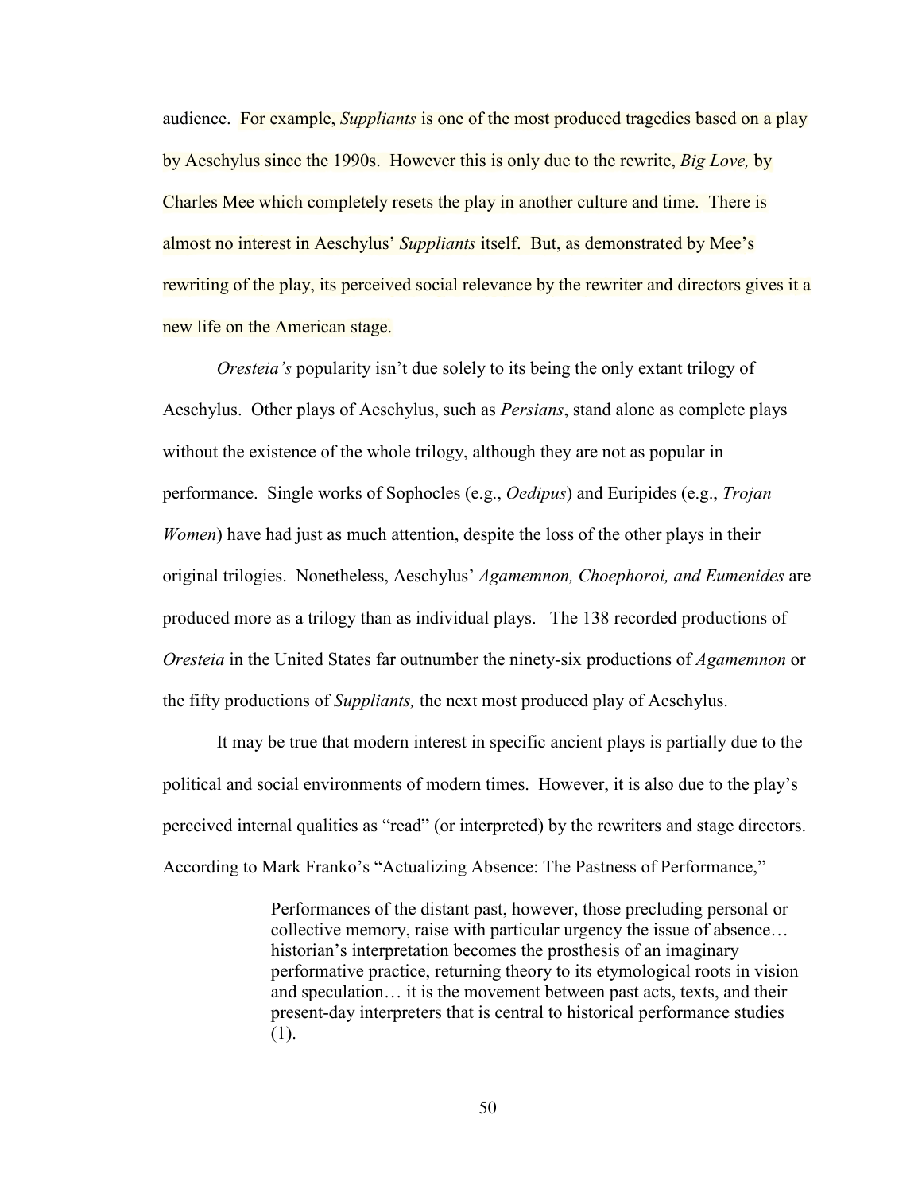audience. For example, *Suppliants* is one of the most produced tragedies based on a play by Aeschylus since the 1990s. However this is only due to the rewrite, *Big Love,* by Charles Mee which completely resets the play in another culture and time. There is almost no interest in Aeschylus' *Suppliants* itself. But, as demonstrated by Mee's rewriting of the play, its perceived social relevance by the rewriter and directors gives it a new life on the American stage.

*Oresteia's* popularity isn't due solely to its being the only extant trilogy of Aeschylus. Other plays of Aeschylus, such as *Persians*, stand alone as complete plays without the existence of the whole trilogy, although they are not as popular in performance. Single works of Sophocles (e.g., *Oedipus*) and Euripides (e.g., *Trojan Women*) have had just as much attention, despite the loss of the other plays in their original trilogies. Nonetheless, Aeschylus' *Agamemnon, Choephoroi, and Eumenides* are produced more as a trilogy than as individual plays. The 138 recorded productions of *Oresteia* in the United States far outnumber the ninety-six productions of *Agamemnon* or the fifty productions of *Suppliants,* the next most produced play of Aeschylus.

It may be true that modern interest in specific ancient plays is partially due to the political and social environments of modern times. However, it is also due to the play's perceived internal qualities as "read" (or interpreted) by the rewriters and stage directors. According to Mark Franko's "Actualizing Absence: The Pastness of Performance,"

> Performances of the distant past, however, those precluding personal or collective memory, raise with particular urgency the issue of absence… historian's interpretation becomes the prosthesis of an imaginary performative practice, returning theory to its etymological roots in vision and speculation… it is the movement between past acts, texts, and their present-day interpreters that is central to historical performance studies (1).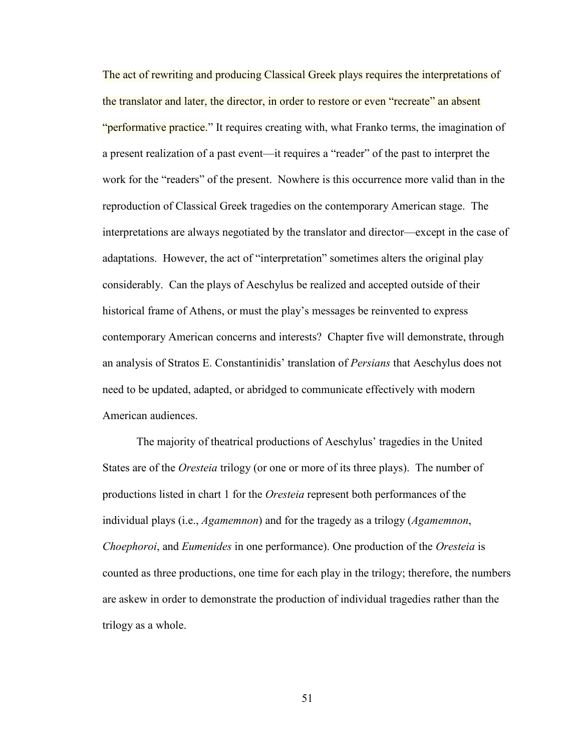The act of rewriting and producing Classical Greek plays requires the interpretations of the translator and later, the director, in order to restore or even "recreate" an absent "performative practice." It requires creating with, what Franko terms, the imagination of a present realization of a past event—it requires a "reader" of the past to interpret the work for the "readers" of the present. Nowhere is this occurrence more valid than in the reproduction of Classical Greek tragedies on the contemporary American stage. The interpretations are always negotiated by the translator and director—except in the case of adaptations. However, the act of "interpretation" sometimes alters the original play considerably. Can the plays of Aeschylus be realized and accepted outside of their historical frame of Athens, or must the play's messages be reinvented to express contemporary American concerns and interests? Chapter five will demonstrate, through an analysis of Stratos E. Constantinidis' translation of *Persians* that Aeschylus does not need to be updated, adapted, or abridged to communicate effectively with modern American audiences.

The majority of theatrical productions of Aeschylus' tragedies in the United States are of the *Oresteia* trilogy (or one or more of its three plays). The number of productions listed in chart 1 for the *Oresteia* represent both performances of the individual plays (i.e., *Agamemnon*) and for the tragedy as a trilogy (*Agamemnon*, *Choephoroi*, and *Eumenides* in one performance). One production of the *Oresteia* is counted as three productions, one time for each play in the trilogy; therefore, the numbers are askew in order to demonstrate the production of individual tragedies rather than the trilogy as a whole.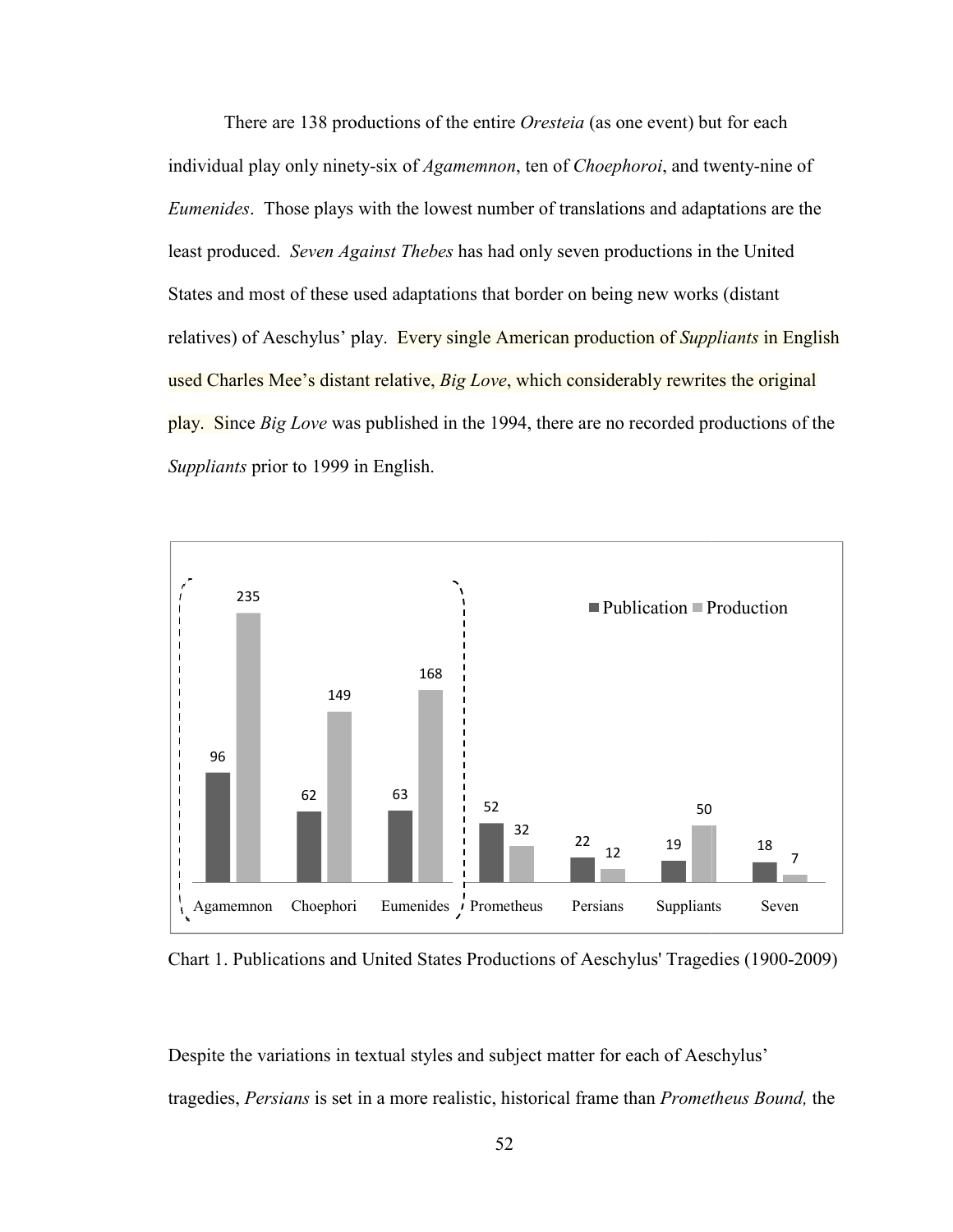There are 138 productions of the entire *Oresteia* (as one event) but for each individual play only ninety-six of *Agamemnon*, ten of *Choephoroi*, and twenty-nine of *Eumenides*. Those plays with the lowest number of translations and adaptations are the least produced. *Seven Against Thebes* has had only seven productions in the United States and most of these used adaptations that border on being new works (distant relatives) of Aeschylus' play. Every single American production of *Suppliants* in English used Charles Mee's distant relative, *Big Love*, which considerably rewrites the original play. Since *Big Love* was published in the 1994, there are no recorded productions of the *Suppliants* prior to 1999 in English.

| | Publication | Production |
|---|---|---|
| Agamemnon | 96 | 235 |
| Choephori | 62 | 149 |
| Eumenides | 63 | 168 |
| Prometheus | 52 | 32 |
| Persians | 22 | 12 |
| Suppliants | 19 | 50 |
| Seven | 18 | 7 |

Chart 1. Publications and United States Productions of Aeschylus' Tragedies (1900-2009)

Despite the variations in textual styles and subject matter for each of Aeschylus' tragedies, *Persians* is set in a more realistic, historical frame than *Prometheus Bound,* the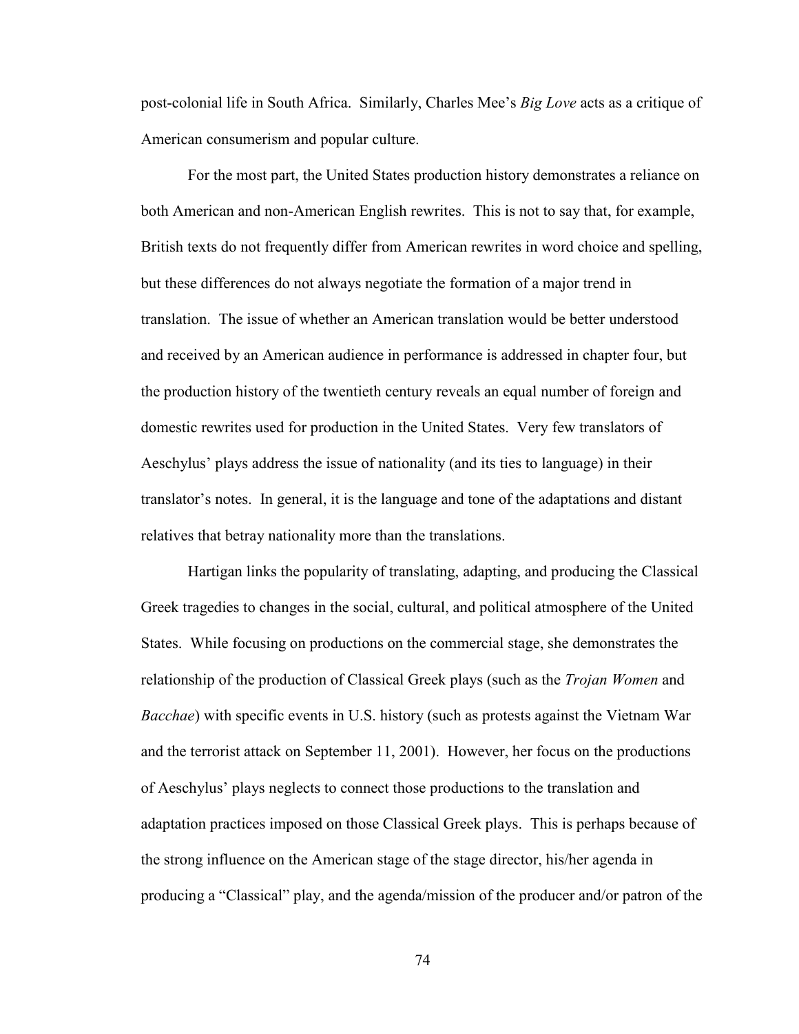post-colonial life in South Africa. Similarly, Charles Mee's *Big Love* acts as a critique of American consumerism and popular culture.

For the most part, the United States production history demonstrates a reliance on both American and non-American English rewrites. This is not to say that, for example, British texts do not frequently differ from American rewrites in word choice and spelling, but these differences do not always negotiate the formation of a major trend in translation. The issue of whether an American translation would be better understood and received by an American audience in performance is addressed in chapter four, but the production history of the twentieth century reveals an equal number of foreign and domestic rewrites used for production in the United States. Very few translators of Aeschylus' plays address the issue of nationality (and its ties to language) in their translator's notes. In general, it is the language and tone of the adaptations and distant relatives that betray nationality more than the translations.

Hartigan links the popularity of translating, adapting, and producing the Classical Greek tragedies to changes in the social, cultural, and political atmosphere of the United States. While focusing on productions on the commercial stage, she demonstrates the relationship of the production of Classical Greek plays (such as the *Trojan Women* and *Bacchae*) with specific events in U.S. history (such as protests against the Vietnam War and the terrorist attack on September 11, 2001). However, her focus on the productions of Aeschylus' plays neglects to connect those productions to the translation and adaptation practices imposed on those Classical Greek plays. This is perhaps because of the strong influence on the American stage of the stage director, his/her agenda in producing a "Classical" play, and the agenda/mission of the producer and/or patron of the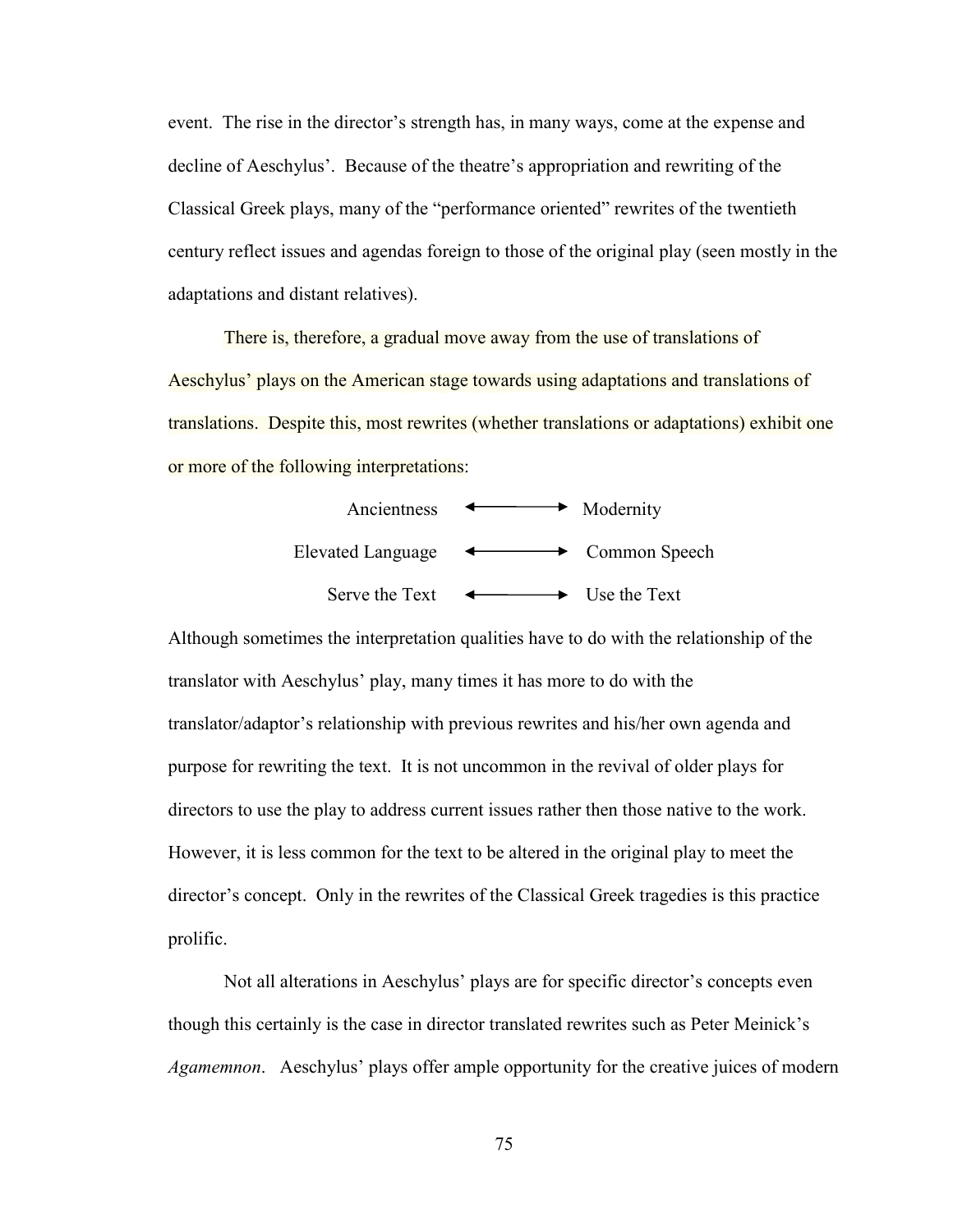event. The rise in the director's strength has, in many ways, come at the expense and decline of Aeschylus'. Because of the theatre's appropriation and rewriting of the Classical Greek plays, many of the "performance oriented" rewrites of the twentieth century reflect issues and agendas foreign to those of the original play (seen mostly in the adaptations and distant relatives).

There is, therefore, a gradual move away from the use of translations of Aeschylus' plays on the American stage towards using adaptations and translations of translations. Despite this, most rewrites (whether translations or adaptations) exhibit one or more of the following interpretations:

Ancientness ⟷ Modernity

Elevated Language ⟷ Common Speech

Serve the Text ⟷ Use the Text

Although sometimes the interpretation qualities have to do with the relationship of the translator with Aeschylus' play, many times it has more to do with the translator/adaptor's relationship with previous rewrites and his/her own agenda and purpose for rewriting the text. It is not uncommon in the revival of older plays for directors to use the play to address current issues rather then those native to the work. However, it is less common for the text to be altered in the original play to meet the director's concept. Only in the rewrites of the Classical Greek tragedies is this practice prolific.

Not all alterations in Aeschylus' plays are for specific director's concepts even though this certainly is the case in director translated rewrites such as Peter Meinick's *Agamemnon*. Aeschylus' plays offer ample opportunity for the creative juices of modern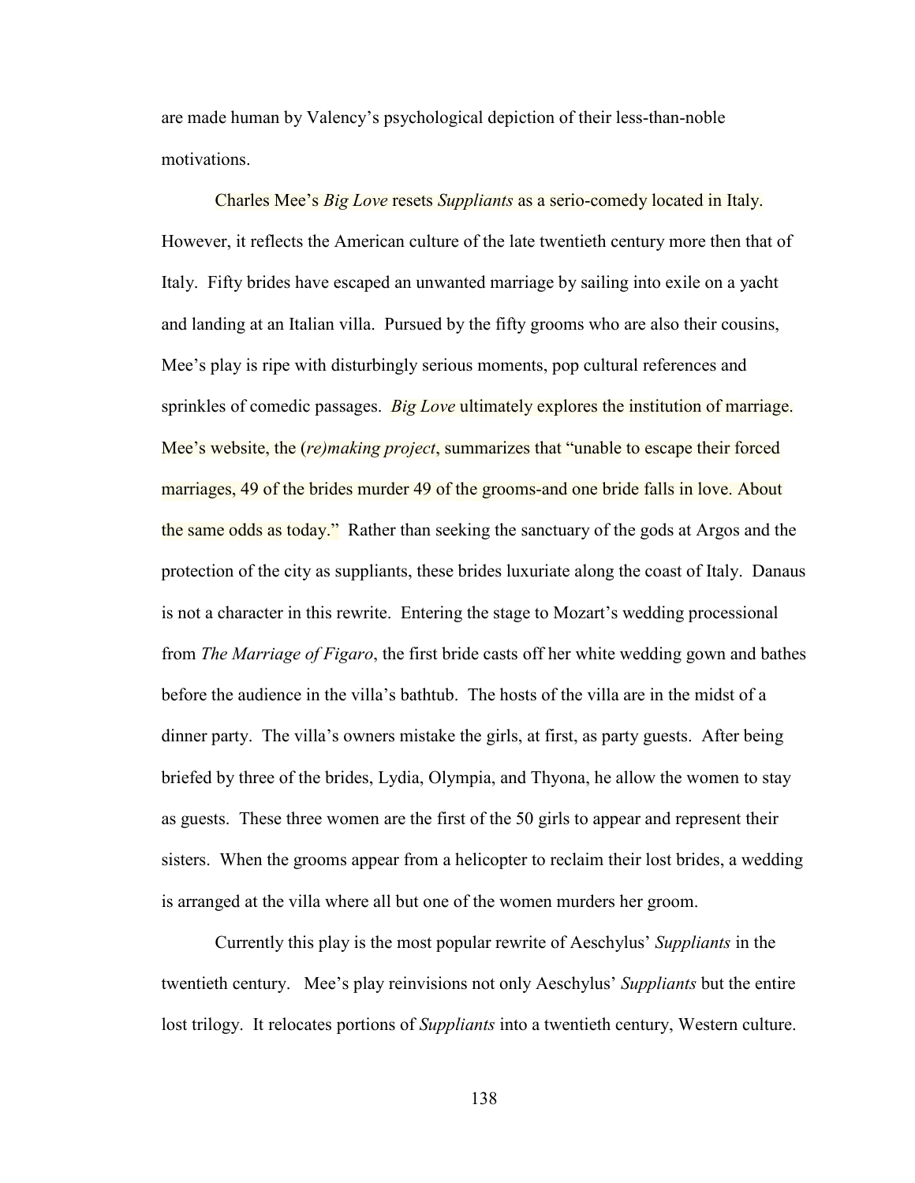are made human by Valency's psychological depiction of their less-than-noble motivations.

Charles Mee's *Big Love* resets *Suppliants* as a serio-comedy located in Italy. However, it reflects the American culture of the late twentieth century more then that of Italy. Fifty brides have escaped an unwanted marriage by sailing into exile on a yacht and landing at an Italian villa. Pursued by the fifty grooms who are also their cousins, Mee's play is ripe with disturbingly serious moments, pop cultural references and sprinkles of comedic passages. *Big Love* ultimately explores the institution of marriage. Mee's website, the (*re)making project*, summarizes that "unable to escape their forced marriages, 49 of the brides murder 49 of the grooms-and one bride falls in love. About the same odds as today." Rather than seeking the sanctuary of the gods at Argos and the protection of the city as suppliants, these brides luxuriate along the coast of Italy. Danaus is not a character in this rewrite. Entering the stage to Mozart's wedding processional from *The Marriage of Figaro*, the first bride casts off her white wedding gown and bathes before the audience in the villa's bathtub. The hosts of the villa are in the midst of a dinner party. The villa's owners mistake the girls, at first, as party guests. After being briefed by three of the brides, Lydia, Olympia, and Thyona, he allow the women to stay as guests. These three women are the first of the 50 girls to appear and represent their sisters. When the grooms appear from a helicopter to reclaim their lost brides, a wedding is arranged at the villa where all but one of the women murders her groom.

Currently this play is the most popular rewrite of Aeschylus' *Suppliants* in the twentieth century. Mee's play reinvisions not only Aeschylus' *Suppliants* but the entire lost trilogy. It relocates portions of *Suppliants* into a twentieth century, Western culture.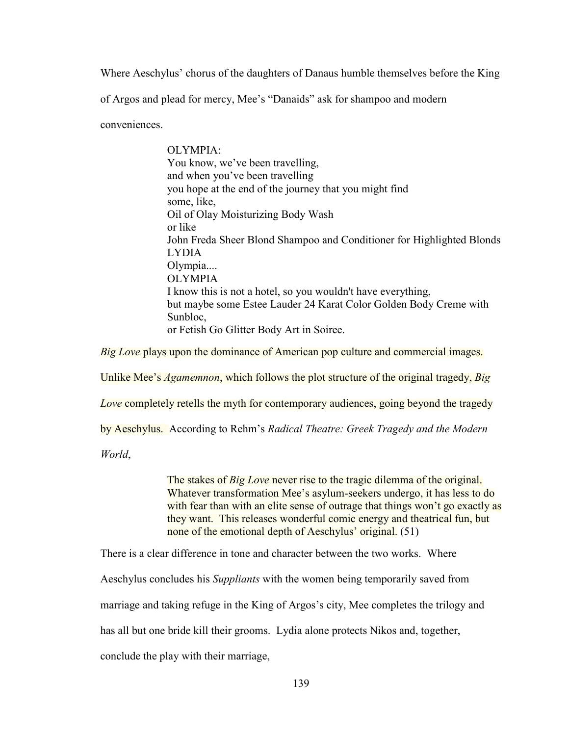Where Aeschylus' chorus of the daughters of Danaus humble themselves before the King of Argos and plead for mercy, Mee's "Danaids" ask for shampoo and modern conveniences.

> OLYMPIA:
> You know, we've been travelling,
> and when you've been travelling
> you hope at the end of the journey that you might find
> some, like,
> Oil of Olay Moisturizing Body Wash
> or like
> John Freda Sheer Blond Shampoo and Conditioner for Highlighted Blonds
> LYDIA
> Olympia....
> OLYMPIA
> I know this is not a hotel, so you wouldn't have everything,
> but maybe some Estee Lauder 24 Karat Color Golden Body Creme with Sunbloc,
> or Fetish Go Glitter Body Art in Soiree.

*Big Love* plays upon the dominance of American pop culture and commercial images. Unlike Mee's *Agamemnon*, which follows the plot structure of the original tragedy, *Big Love* completely retells the myth for contemporary audiences, going beyond the tragedy by Aeschylus. According to Rehm's *Radical Theatre: Greek Tragedy and the Modern World*,

> The stakes of *Big Love* never rise to the tragic dilemma of the original. Whatever transformation Mee's asylum-seekers undergo, it has less to do with fear than with an elite sense of outrage that things won't go exactly as they want. This releases wonderful comic energy and theatrical fun, but none of the emotional depth of Aeschylus' original. (51)

There is a clear difference in tone and character between the two works. Where Aeschylus concludes his *Suppliants* with the women being temporarily saved from marriage and taking refuge in the King of Argos's city, Mee completes the trilogy and has all but one bride kill their grooms. Lydia alone protects Nikos and, together, conclude the play with their marriage,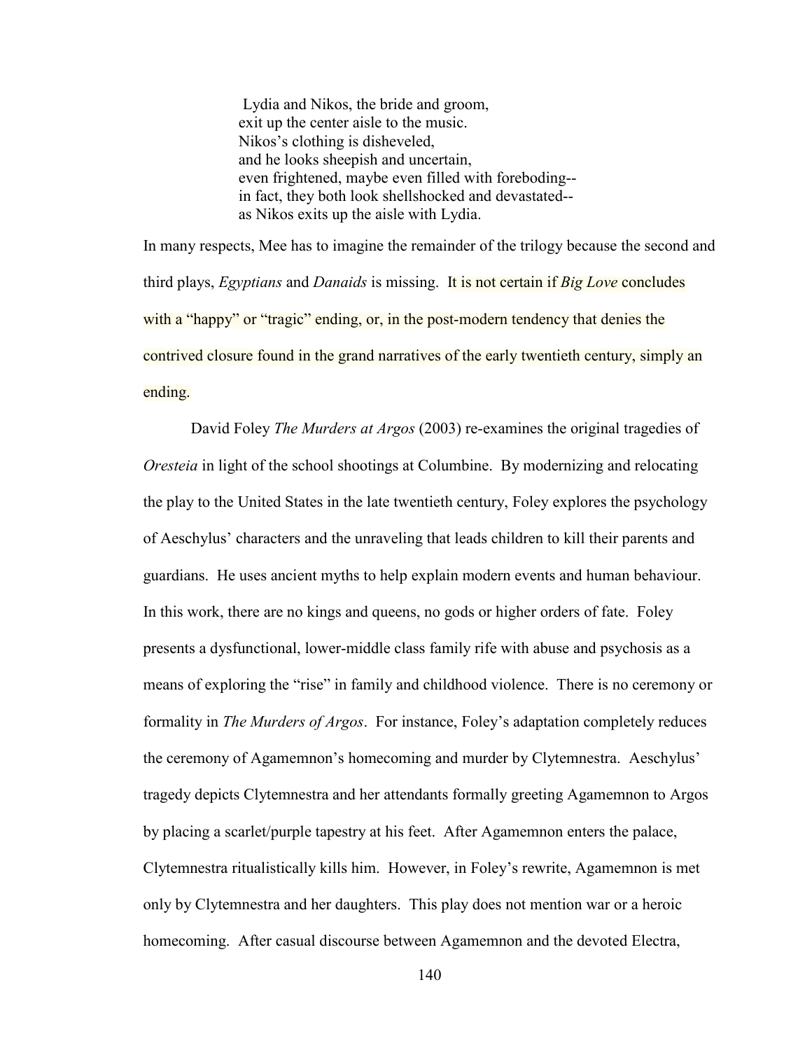> Lydia and Nikos, the bride and groom,
> exit up the center aisle to the music.
> Nikos's clothing is disheveled,
> and he looks sheepish and uncertain,
> even frightened, maybe even filled with foreboding--
> in fact, they both look shellshocked and devastated--
> as Nikos exits up the aisle with Lydia.

In many respects, Mee has to imagine the remainder of the trilogy because the second and third plays, *Egyptians* and *Danaids* is missing. It is not certain if *Big Love* concludes with a "happy" or "tragic" ending, or, in the post-modern tendency that denies the contrived closure found in the grand narratives of the early twentieth century, simply an ending.

David Foley *The Murders at Argos* (2003) re-examines the original tragedies of *Oresteia* in light of the school shootings at Columbine. By modernizing and relocating the play to the United States in the late twentieth century, Foley explores the psychology of Aeschylus' characters and the unraveling that leads children to kill their parents and guardians. He uses ancient myths to help explain modern events and human behaviour. In this work, there are no kings and queens, no gods or higher orders of fate. Foley presents a dysfunctional, lower-middle class family rife with abuse and psychosis as a means of exploring the "rise" in family and childhood violence. There is no ceremony or formality in *The Murders of Argos*. For instance, Foley's adaptation completely reduces the ceremony of Agamemnon's homecoming and murder by Clytemnestra. Aeschylus' tragedy depicts Clytemnestra and her attendants formally greeting Agamemnon to Argos by placing a scarlet/purple tapestry at his feet. After Agamemnon enters the palace, Clytemnestra ritualistically kills him. However, in Foley's rewrite, Agamemnon is met only by Clytemnestra and her daughters. This play does not mention war or a heroic homecoming. After casual discourse between Agamemnon and the devoted Electra,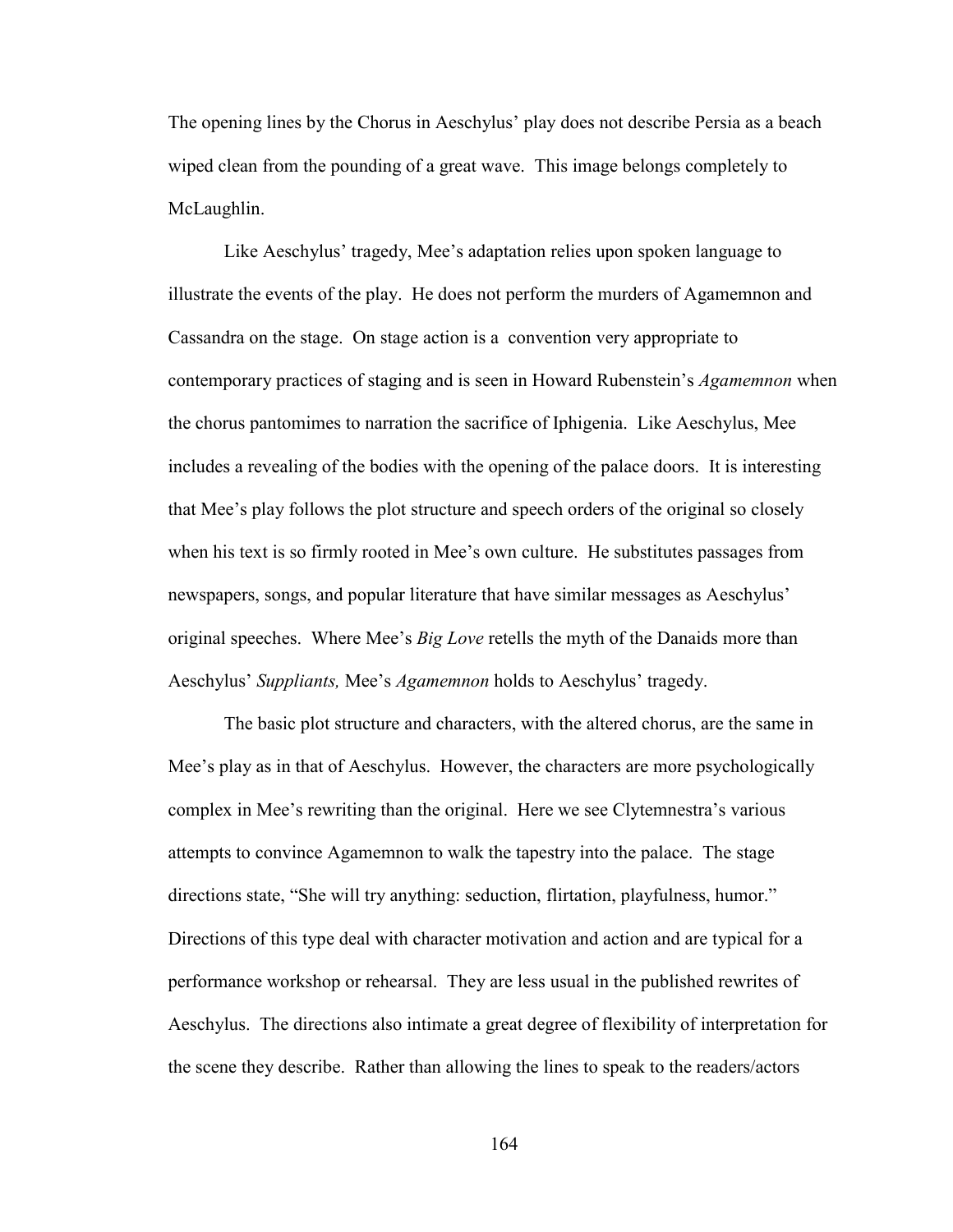The opening lines by the Chorus in Aeschylus' play does not describe Persia as a beach wiped clean from the pounding of a great wave. This image belongs completely to McLaughlin.

Like Aeschylus' tragedy, Mee's adaptation relies upon spoken language to illustrate the events of the play. He does not perform the murders of Agamemnon and Cassandra on the stage. On stage action is a convention very appropriate to contemporary practices of staging and is seen in Howard Rubenstein's *Agamemnon* when the chorus pantomimes to narration the sacrifice of Iphigenia. Like Aeschylus, Mee includes a revealing of the bodies with the opening of the palace doors. It is interesting that Mee's play follows the plot structure and speech orders of the original so closely when his text is so firmly rooted in Mee's own culture. He substitutes passages from newspapers, songs, and popular literature that have similar messages as Aeschylus' original speeches. Where Mee's *Big Love* retells the myth of the Danaids more than Aeschylus' *Suppliants,* Mee's *Agamemnon* holds to Aeschylus' tragedy.

The basic plot structure and characters, with the altered chorus, are the same in Mee's play as in that of Aeschylus. However, the characters are more psychologically complex in Mee's rewriting than the original. Here we see Clytemnestra's various attempts to convince Agamemnon to walk the tapestry into the palace. The stage directions state, "She will try anything: seduction, flirtation, playfulness, humor." Directions of this type deal with character motivation and action and are typical for a performance workshop or rehearsal. They are less usual in the published rewrites of Aeschylus. The directions also intimate a great degree of flexibility of interpretation for the scene they describe. Rather than allowing the lines to speak to the readers/actors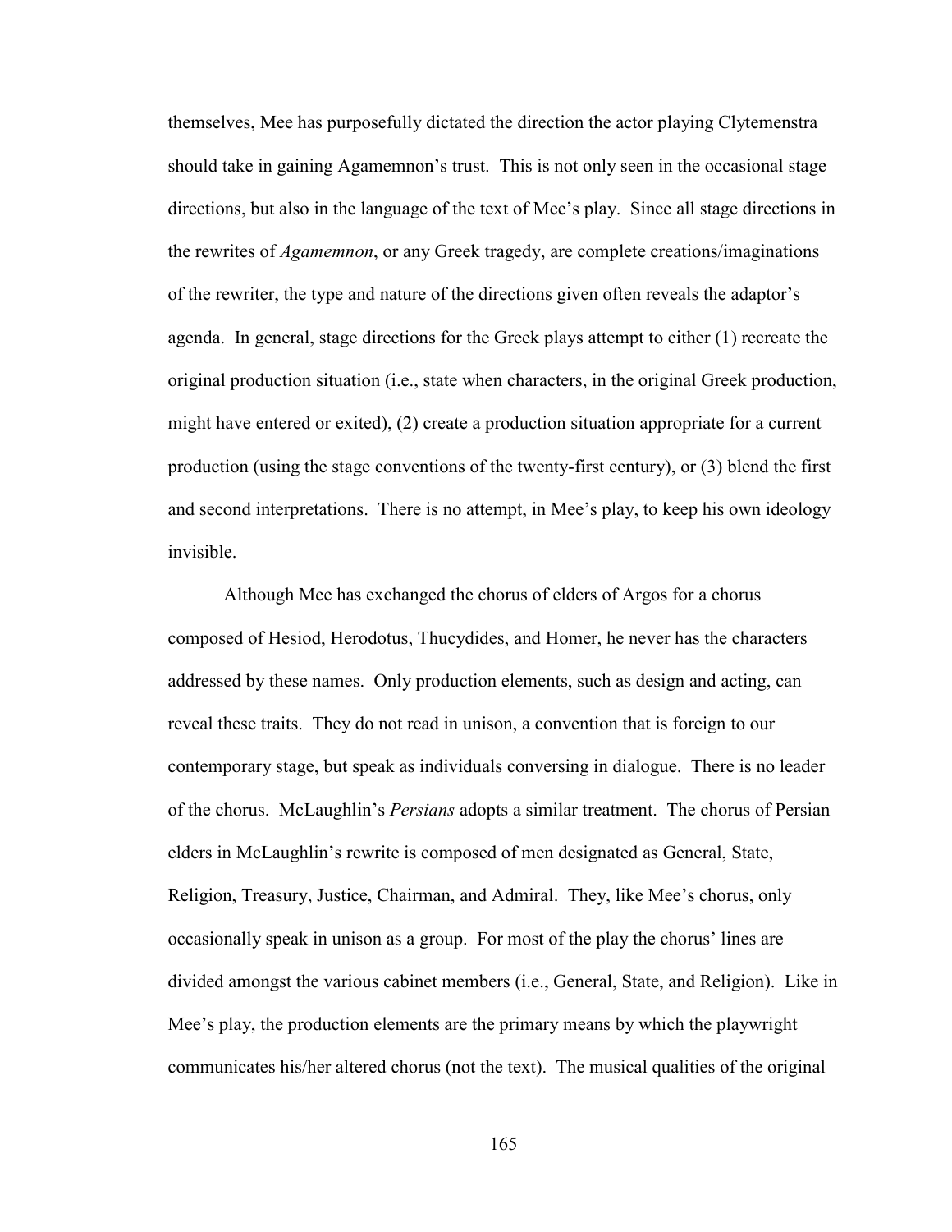themselves, Mee has purposefully dictated the direction the actor playing Clytemenstra should take in gaining Agamemnon's trust. This is not only seen in the occasional stage directions, but also in the language of the text of Mee's play. Since all stage directions in the rewrites of *Agamemnon*, or any Greek tragedy, are complete creations/imaginations of the rewriter, the type and nature of the directions given often reveals the adaptor's agenda. In general, stage directions for the Greek plays attempt to either (1) recreate the original production situation (i.e., state when characters, in the original Greek production, might have entered or exited), (2) create a production situation appropriate for a current production (using the stage conventions of the twenty-first century), or (3) blend the first and second interpretations. There is no attempt, in Mee's play, to keep his own ideology invisible.

Although Mee has exchanged the chorus of elders of Argos for a chorus composed of Hesiod, Herodotus, Thucydides, and Homer, he never has the characters addressed by these names. Only production elements, such as design and acting, can reveal these traits. They do not read in unison, a convention that is foreign to our contemporary stage, but speak as individuals conversing in dialogue. There is no leader of the chorus. McLaughlin's *Persians* adopts a similar treatment. The chorus of Persian elders in McLaughlin's rewrite is composed of men designated as General, State, Religion, Treasury, Justice, Chairman, and Admiral. They, like Mee's chorus, only occasionally speak in unison as a group. For most of the play the chorus' lines are divided amongst the various cabinet members (i.e., General, State, and Religion). Like in Mee's play, the production elements are the primary means by which the playwright communicates his/her altered chorus (not the text). The musical qualities of the original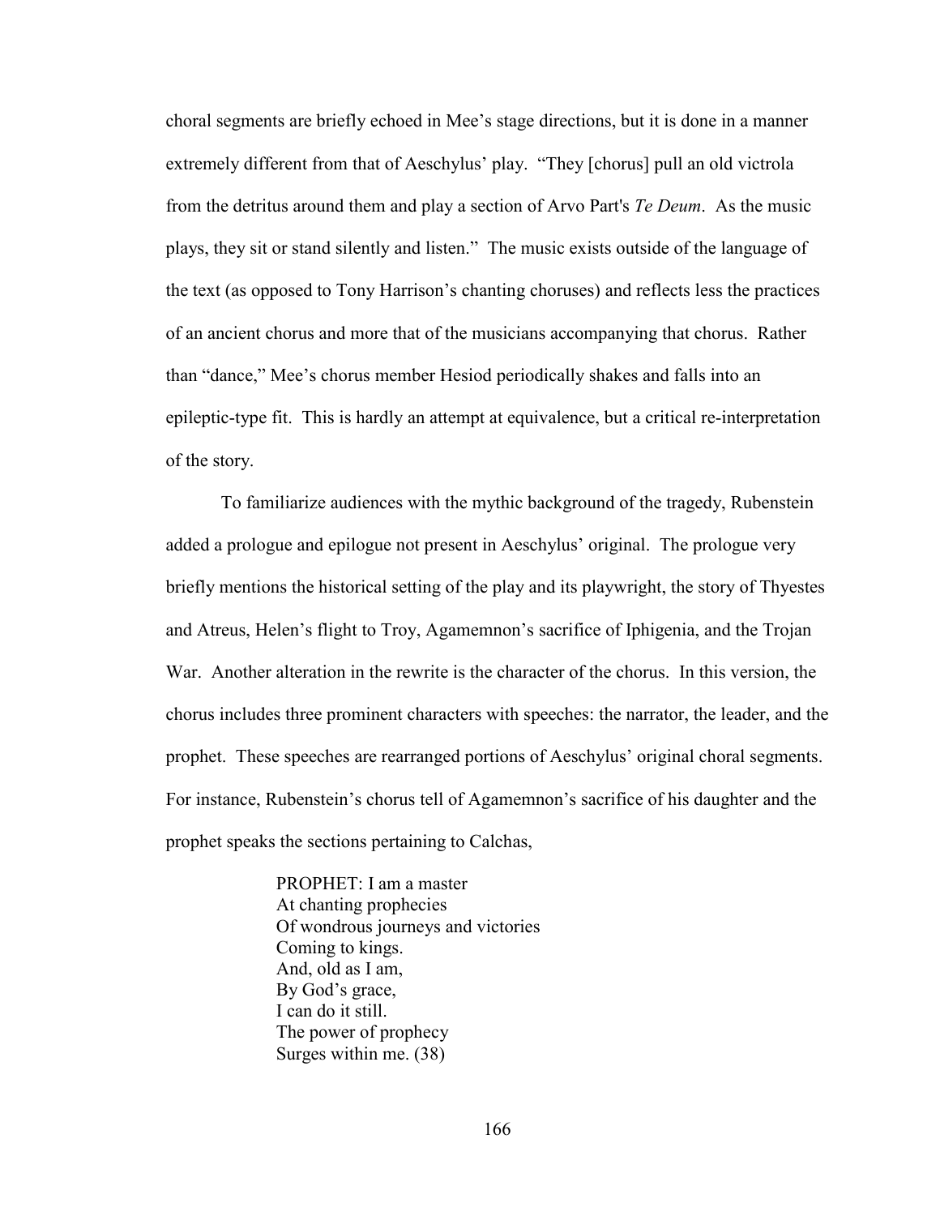choral segments are briefly echoed in Mee's stage directions, but it is done in a manner extremely different from that of Aeschylus' play. "They [chorus] pull an old victrola from the detritus around them and play a section of Arvo Part's *Te Deum*. As the music plays, they sit or stand silently and listen." The music exists outside of the language of the text (as opposed to Tony Harrison's chanting choruses) and reflects less the practices of an ancient chorus and more that of the musicians accompanying that chorus. Rather than "dance," Mee's chorus member Hesiod periodically shakes and falls into an epileptic-type fit. This is hardly an attempt at equivalence, but a critical re-interpretation of the story.

To familiarize audiences with the mythic background of the tragedy, Rubenstein added a prologue and epilogue not present in Aeschylus' original. The prologue very briefly mentions the historical setting of the play and its playwright, the story of Thyestes and Atreus, Helen's flight to Troy, Agamemnon's sacrifice of Iphigenia, and the Trojan War. Another alteration in the rewrite is the character of the chorus. In this version, the chorus includes three prominent characters with speeches: the narrator, the leader, and the prophet. These speeches are rearranged portions of Aeschylus' original choral segments. For instance, Rubenstein's chorus tell of Agamemnon's sacrifice of his daughter and the prophet speaks the sections pertaining to Calchas,

> PROPHET: I am a master
> At chanting prophecies
> Of wondrous journeys and victories
> Coming to kings.
> And, old as I am,
> By God's grace,
> I can do it still.
> The power of prophecy
> Surges within me. (38)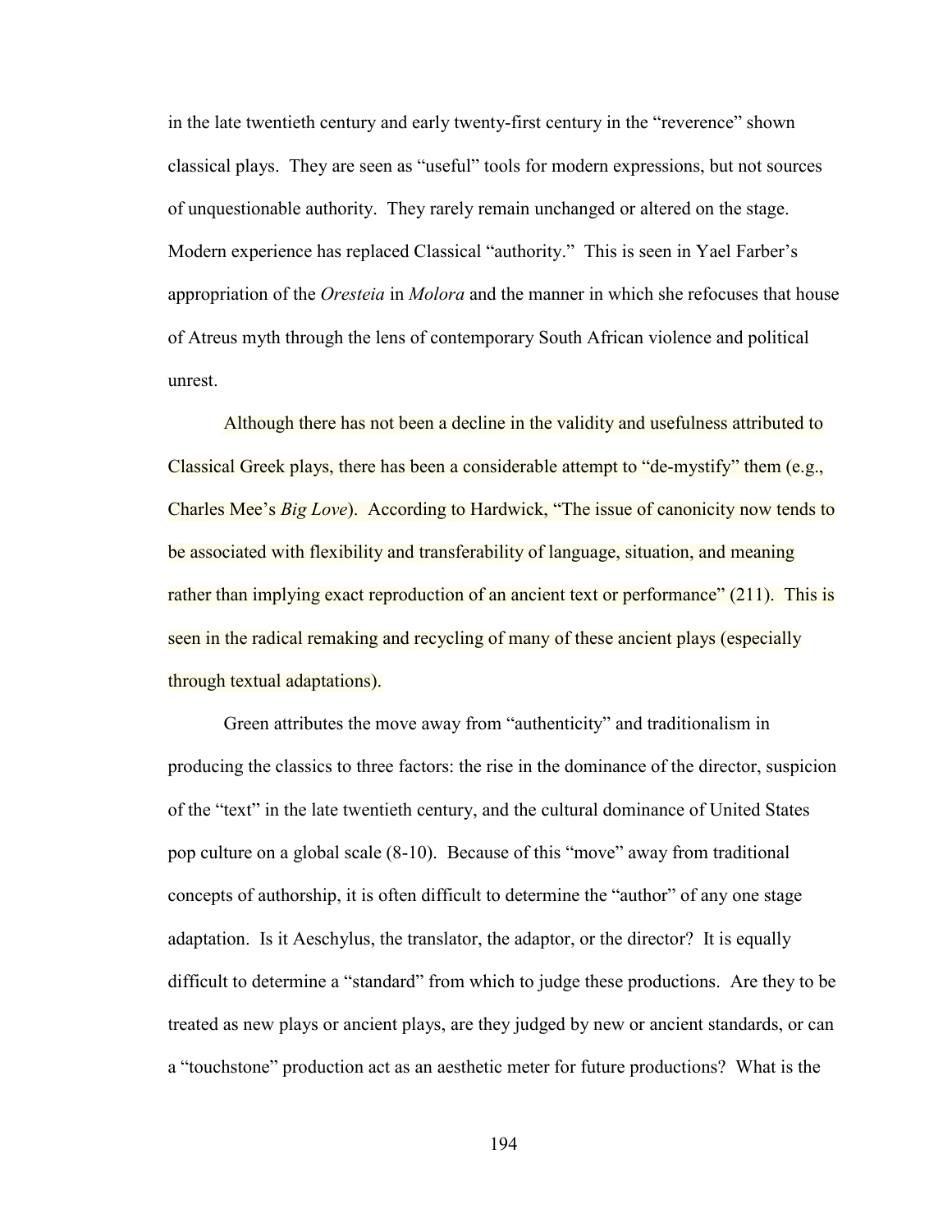in the late twentieth century and early twenty-first century in the "reverence" shown classical plays. They are seen as "useful" tools for modern expressions, but not sources of unquestionable authority. They rarely remain unchanged or altered on the stage. Modern experience has replaced Classical "authority." This is seen in Yael Farber's appropriation of the *Oresteia* in *Molora* and the manner in which she refocuses that house of Atreus myth through the lens of contemporary South African violence and political unrest.

Although there has not been a decline in the validity and usefulness attributed to Classical Greek plays, there has been a considerable attempt to "de-mystify" them (e.g., Charles Mee's *Big Love*). According to Hardwick, "The issue of canonicity now tends to be associated with flexibility and transferability of language, situation, and meaning rather than implying exact reproduction of an ancient text or performance" (211). This is seen in the radical remaking and recycling of many of these ancient plays (especially through textual adaptations).

Green attributes the move away from "authenticity" and traditionalism in producing the classics to three factors: the rise in the dominance of the director, suspicion of the "text" in the late twentieth century, and the cultural dominance of United States pop culture on a global scale (8-10). Because of this "move" away from traditional concepts of authorship, it is often difficult to determine the "author" of any one stage adaptation. Is it Aeschylus, the translator, the adaptor, or the director? It is equally difficult to determine a "standard" from which to judge these productions. Are they to be treated as new plays or ancient plays, are they judged by new or ancient standards, or can a "touchstone" production act as an aesthetic meter for future productions? What is the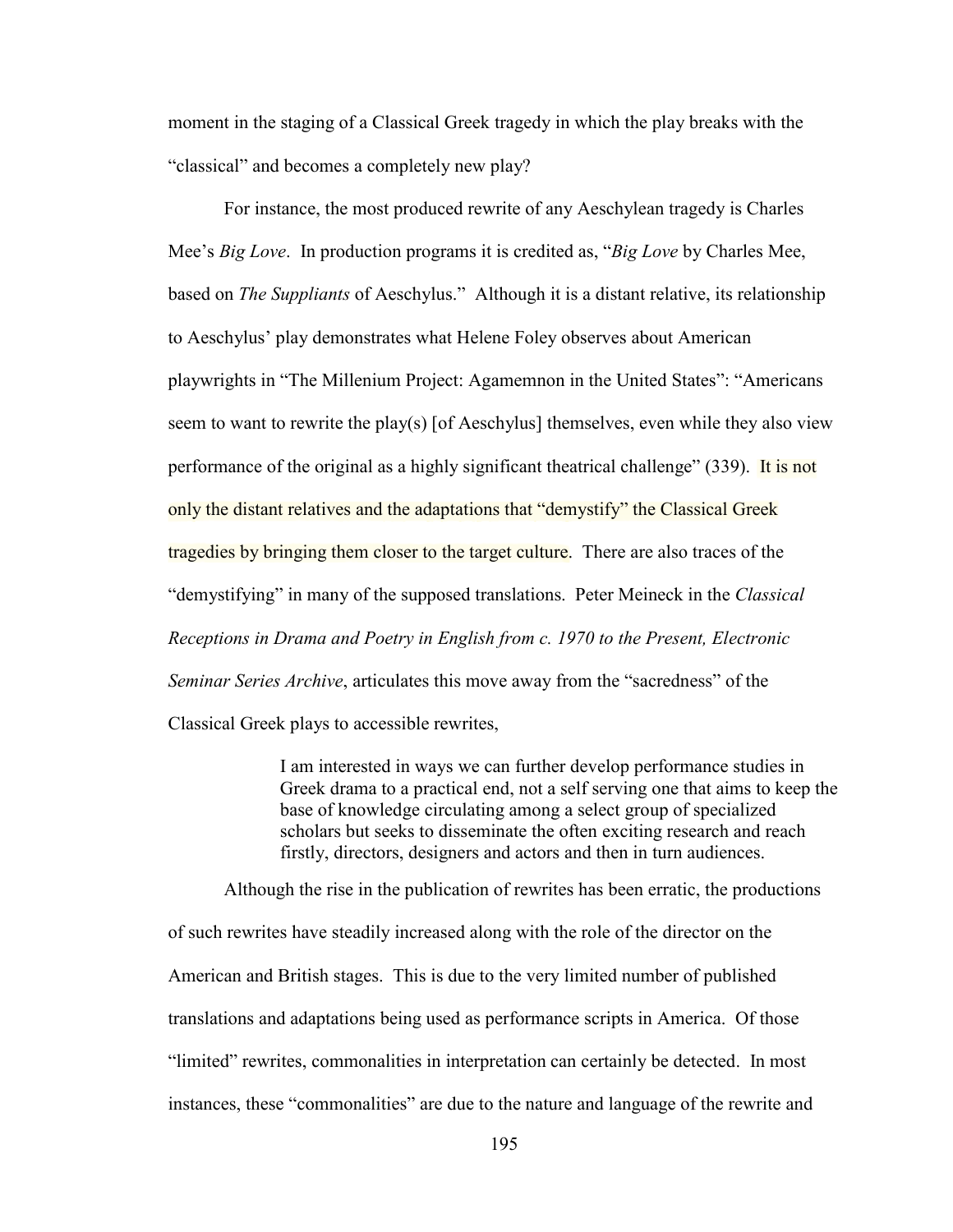moment in the staging of a Classical Greek tragedy in which the play breaks with the "classical" and becomes a completely new play?

For instance, the most produced rewrite of any Aeschylean tragedy is Charles Mee's *Big Love*. In production programs it is credited as, "*Big Love* by Charles Mee, based on *The Suppliants* of Aeschylus." Although it is a distant relative, its relationship to Aeschylus' play demonstrates what Helene Foley observes about American playwrights in "The Millenium Project: Agamemnon in the United States": "Americans seem to want to rewrite the play(s) [of Aeschylus] themselves, even while they also view performance of the original as a highly significant theatrical challenge" (339). It is not only the distant relatives and the adaptations that "demystify" the Classical Greek tragedies by bringing them closer to the target culture. There are also traces of the "demystifying" in many of the supposed translations. Peter Meineck in the *Classical Receptions in Drama and Poetry in English from c. 1970 to the Present, Electronic Seminar Series Archive*, articulates this move away from the "sacredness" of the Classical Greek plays to accessible rewrites,

> I am interested in ways we can further develop performance studies in Greek drama to a practical end, not a self serving one that aims to keep the base of knowledge circulating among a select group of specialized scholars but seeks to disseminate the often exciting research and reach firstly, directors, designers and actors and then in turn audiences.

Although the rise in the publication of rewrites has been erratic, the productions of such rewrites have steadily increased along with the role of the director on the American and British stages. This is due to the very limited number of published translations and adaptations being used as performance scripts in America. Of those "limited" rewrites, commonalities in interpretation can certainly be detected. In most instances, these "commonalities" are due to the nature and language of the rewrite and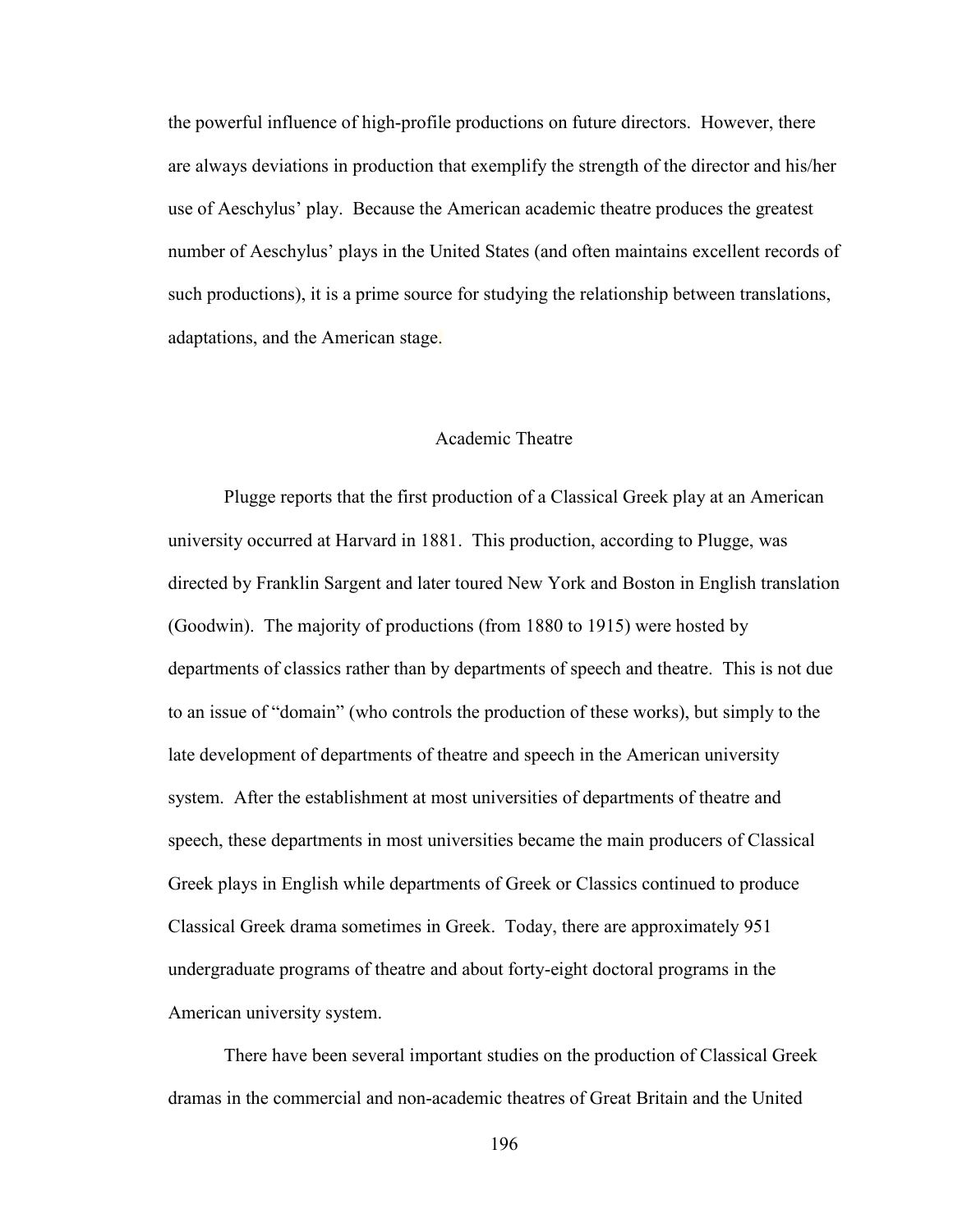the powerful influence of high-profile productions on future directors. However, there are always deviations in production that exemplify the strength of the director and his/her use of Aeschylus' play. Because the American academic theatre produces the greatest number of Aeschylus' plays in the United States (and often maintains excellent records of such productions), it is a prime source for studying the relationship between translations, adaptations, and the American stage.

## Academic Theatre

Plugge reports that the first production of a Classical Greek play at an American university occurred at Harvard in 1881. This production, according to Plugge, was directed by Franklin Sargent and later toured New York and Boston in English translation (Goodwin). The majority of productions (from 1880 to 1915) were hosted by departments of classics rather than by departments of speech and theatre. This is not due to an issue of "domain" (who controls the production of these works), but simply to the late development of departments of theatre and speech in the American university system. After the establishment at most universities of departments of theatre and speech, these departments in most universities became the main producers of Classical Greek plays in English while departments of Greek or Classics continued to produce Classical Greek drama sometimes in Greek. Today, there are approximately 951 undergraduate programs of theatre and about forty-eight doctoral programs in the American university system.

There have been several important studies on the production of Classical Greek dramas in the commercial and non-academic theatres of Great Britain and the United